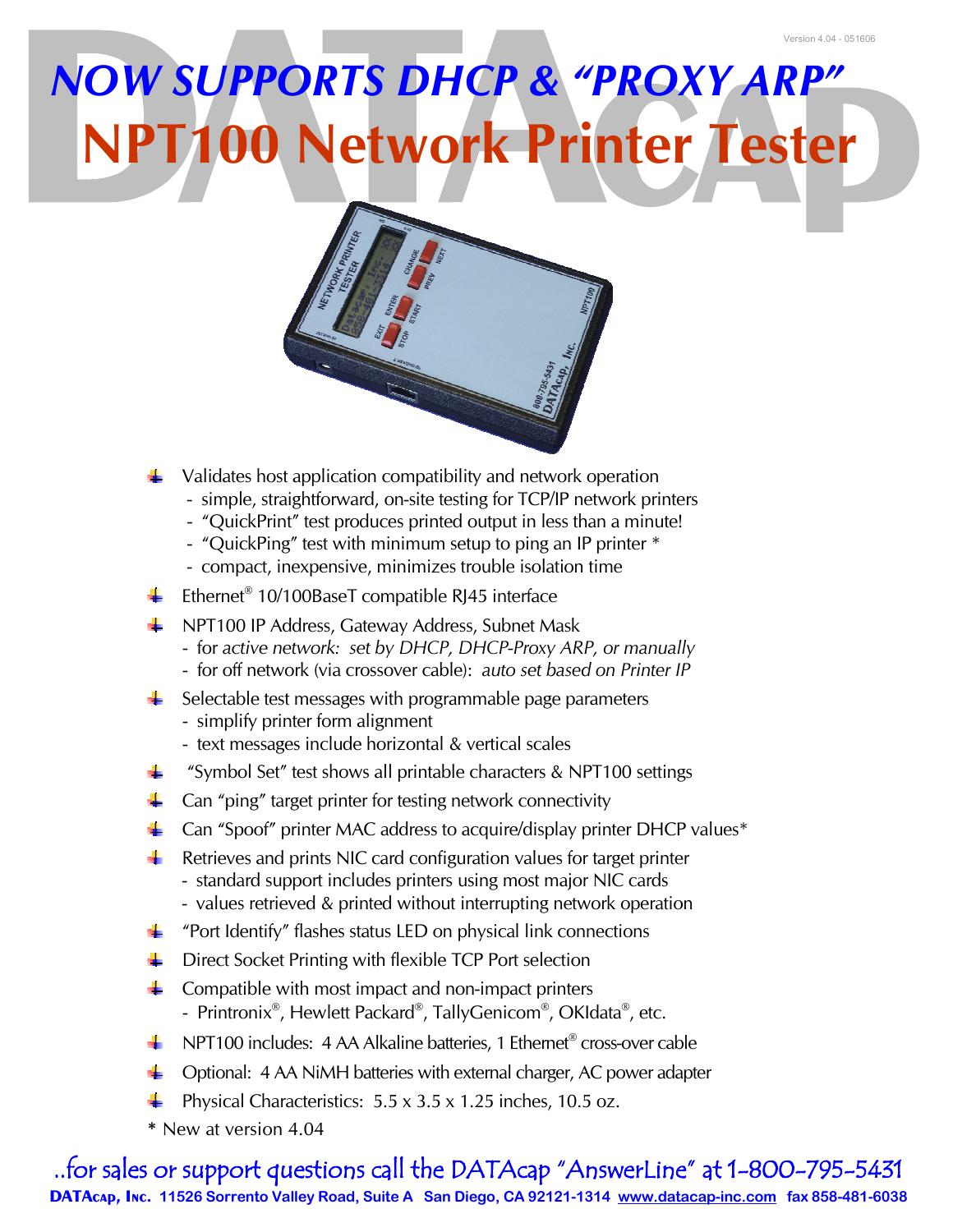Version 4.04 - 051606

# NOW SUPPORTS DHCP & "PROXY ARP"

# NPT100 Network Printer Tester

- Validates host application compatibility and network operation
  - simple, straightforward, on-site testing for TCP/IP network printers
  - "QuickPrint" test produces printed output in less than a minute!
  - "QuickPing" test with minimum setup to ping an IP printer *
  - compact, inexpensive, minimizes trouble isolation time
- Ethernet® 10/100BaseT compatible RJ45 interface
- NPT100 IP Address, Gateway Address, Subnet Mask
  - for *active network: set by DHCP, DHCP-Proxy ARP, or manually*
  - for off network (via crossover cable): *auto set based on Printer IP*
- Selectable test messages with programmable page parameters
  - simplify printer form alignment
  - text messages include horizontal & vertical scales
- "Symbol Set" test shows all printable characters & NPT100 settings
- Can "ping" target printer for testing network connectivity
- Can "Spoof" printer MAC address to acquire/display printer DHCP values*
- Retrieves and prints NIC card configuration values for target printer
  - standard support includes printers using most major NIC cards
  - values retrieved & printed without interrupting network operation
- "Port Identify" flashes status LED on physical link connections
- Direct Socket Printing with flexible TCP Port selection
- Compatible with most impact and non-impact printers
  - Printronix®, Hewlett Packard®, TallyGenicom®, OKIdata®, etc.
- NPT100 includes: 4 AA Alkaline batteries, 1 Ethernet® cross-over cable
- Optional: 4 AA NiMH batteries with external charger, AC power adapter
- Physical Characteristics: 5.5 x 3.5 x 1.25 inches, 10.5 oz.

\* New at version 4.04

..for sales or support questions call the DATAcap "AnswerLine" at 1-800-795-5431

**DATAcap, Inc. 11526 Sorrento Valley Road, Suite A San Diego, CA 92121-1314 www.datacap-inc.com fax 858-481-6038**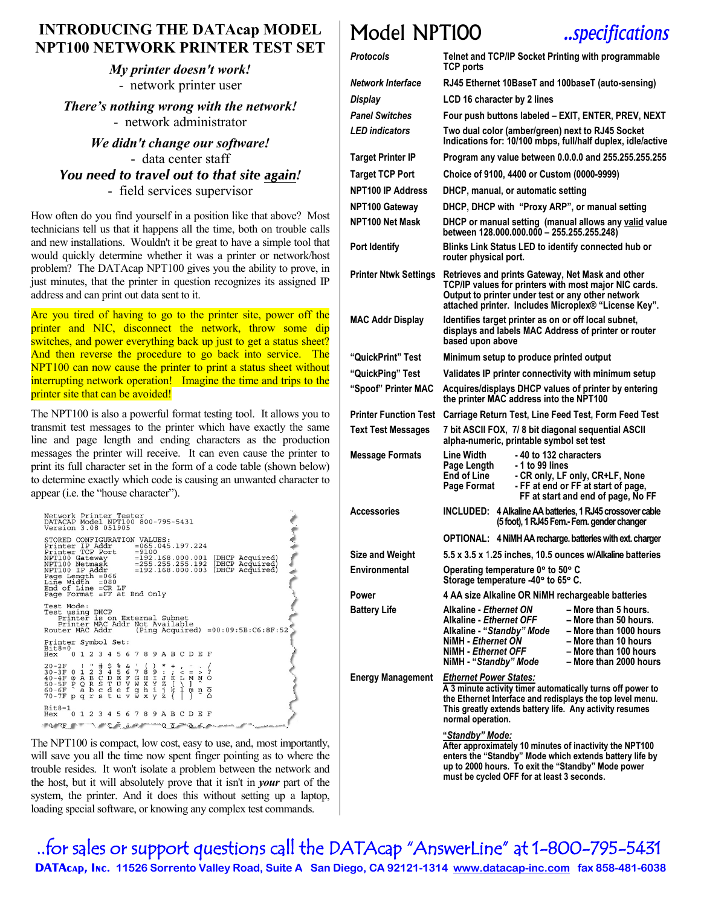# INTRODUCING THE DATAcap MODEL NPT100 NETWORK PRINTER TEST SET

*My printer doesn't work!*
- network printer user

*There's nothing wrong with the network!*
- network administrator

*We didn't change our software!*
- data center staff

***You need to travel out to that site again!***
- field services supervisor

How often do you find yourself in a position like that above? Most technicians tell us that it happens all the time, both on trouble calls and new installations. Wouldn't it be great to have a simple tool that would quickly determine whether it was a printer or network/host problem? The DATAcap NPT100 gives you the ability to prove, in just minutes, that the printer in question recognizes its assigned IP address and can print out data sent to it.

Are you tired of having to go to the printer site, power off the printer and NIC, disconnect the network, throw some dip switches, and power everything back up just to get a status sheet? And then reverse the procedure to go back into service. The NPT100 can now cause the printer to print a status sheet without interrupting network operation! Imagine the time and trips to the printer site that can be avoided!

The NPT100 is also a powerful format testing tool. It allows you to transmit test messages to the printer which have exactly the same line and page length and ending characters as the production messages the printer will receive. It can even cause the printer to print its full character set in the form of a code table (shown below) to determine exactly which code is causing an unwanted character to appear (i.e. the "house character").

```
Network Printer Tester
DATACAP Model NPT100 800-795-5431
Version 3.08 051905

STORED CONFIGURATION VALUES:
Printer IP Addr     =065.045.197.224
Printer TCP Port    =9100
NPT100 Gateway      =192.168.000.001  (DHCP Acquired)
NPT100 Netmask      =255.255.255.192  (DHCP Acquired)
NPT100 IP Addr      =192.168.000.003  (DHCP Acquired)
Page Length =066
Line Width  =080
End of Line =CR LF
Page Format =FF at End Only

Test Mode:
Test using DHCP
   Printer is on External Subnet
   Printer MAC Addr Not Available
Router MAC Addr      (Ping Acquired)  =00:09:5B:C6:8F:52

Printer Symbol Set:
Bit8=0
Hex    0 1 2 3 4 5 6 7 8 9 A B C D E F

20-2F    ! " # $ % & ' ( ) * + , - . /
30-3F  0 1 2 3 4 5 6 7 8 9 : ; < = > ?
40-4F  @ A B C D E F G H I J K L M N O
50-5F  P Q R S T U V W X Y Z [ \ ] ^ _
60-6F  ` a b c d e f g h i j k l m n o
70-7F  p q r s t u v w x y z { | } ~

Bit8=1
Hex    0 1 2 3 4 5 6 7 8 9 A B C D E F
```

The NPT100 is compact, low cost, easy to use, and, most importantly, will save you all the time now spent finger pointing as to where the trouble resides. It won't isolate a problem between the network and the host, but it will absolutely prove that it isn't in ***your*** part of the system, the printer. And it does this without setting up a laptop, loading special software, or knowing any complex test commands.

# Model NPT100 *...specifications*

| | |
|---|---|
| *Protocols* | Telnet and TCP/IP Socket Printing with programmable TCP ports |
| *Network Interface* | RJ45 Ethernet 10BaseT and 100baseT (auto-sensing) |
| *Display* | LCD 16 character by 2 lines |
| *Panel Switches* | Four push buttons labeled – EXIT, ENTER, PREV, NEXT |
| *LED indicators* | Two dual color (amber/green) next to RJ45 Socket Indications for: 10/100 mbps, full/half duplex, idle/active |
| Target Printer IP | Program any value between 0.0.0.0 and 255.255.255.255 |
| Target TCP Port | Choice of 9100, 4400 or Custom (0000-9999) |
| NPT100 IP Address | DHCP, manual, or automatic setting |
| NPT100 Gateway | DHCP, DHCP with "Proxy ARP", or manual setting |
| NPT100 Net Mask | DHCP or manual setting (manual allows any valid value between 128.000.000.000 – 255.255.255.248) |
| Port Identify | Blinks Link Status LED to identify connected hub or router physical port. |
| Printer Ntwk Settings | Retrieves and prints Gateway, Net Mask and other TCP/IP values for printers with most major NIC cards. Output to printer under test or any other network attached printer. Includes Microplex® "License Key". |
| MAC Addr Display | Identifies target printer as on or off local subnet, displays and labels MAC Address of printer or router based upon above |
| "QuickPrint" Test | Minimum setup to produce printed output |
| "QuickPing" Test | Validates IP printer connectivity with minimum setup |
| "Spoof" Printer MAC | Acquires/displays DHCP values of printer by entering the printer MAC address into the NPT100 |
| Printer Function Test | Carriage Return Test, Line Feed Test, Form Feed Test |
| Text Test Messages | 7 bit ASCII FOX, 7/ 8 bit diagonal sequential ASCII alpha-numeric, printable symbol set test |
| Message Formats | Line Width - 40 to 132 characters; Page Length - 1 to 99 lines; End of Line - CR only, LF only, CR+LF, None; Page Format - FF at end or FF at start of page, FF at start and end of page, No FF |
| Accessories | INCLUDED: 4 Alkaline AA batteries, 1 RJ45 crossover cable (5 foot), 1 RJ45 Fem.- Fem. gender changer |
| | OPTIONAL: 4 NiMH AA recharge. batteries with ext. charger |
| Size and Weight | 5.5 x 3.5 x 1.25 inches, 10.5 ounces w/Alkaline batteries |
| Environmental | Operating temperature 0° to 50° C; Storage temperature -40° to 65° C. |
| Power | 4 AA size Alkaline OR NiMH rechargeable batteries |
| Battery Life | Alkaline - *Ethernet ON* – More than 5 hours. Alkaline - *Ethernet OFF* – More than 50 hours. Alkaline - *"Standby" Mode* – More than 1000 hours. NiMH - *Ethernet ON* – More than 10 hours. NiMH - *Ethernet OFF* – More than 100 hours. NiMH - *"Standby" Mode* – More than 2000 hours |
| Energy Management | ***Ethernet Power States:*** A 3 minute activity timer automatically turns off power to the Ethernet Interface and redisplays the top level menu. This greatly extends battery life. Any activity resumes normal operation. |
| | ***"Standby" Mode:*** After approximately 10 minutes of inactivity the NPT100 enters the "Standby" Mode which extends battery life by up to 2000 hours. To exit the "Standby" Mode power must be cycled OFF for at least 3 seconds. |

*..for sales or support questions call the DATAcap "AnswerLine" at 1-800-795-5431*

**DATAcap, Inc. 11526 Sorrento Valley Road, Suite A San Diego, CA 92121-1314 www.datacap-inc.com fax 858-481-6038**